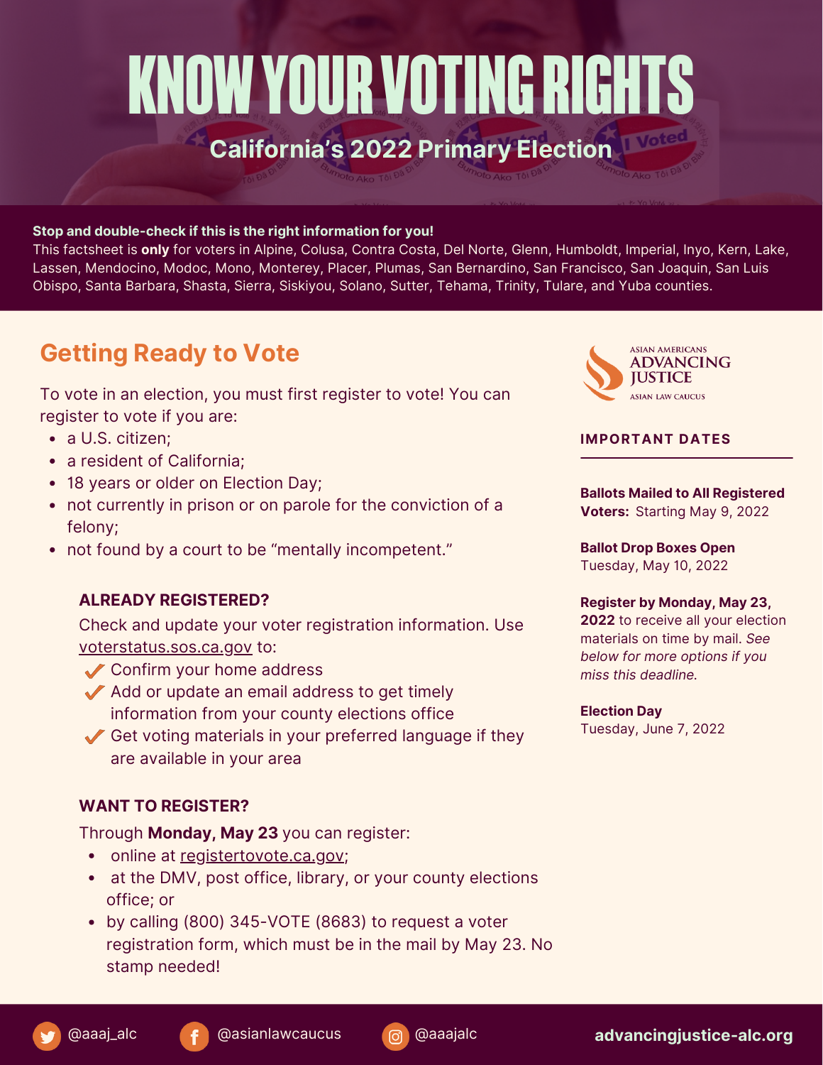# KNOW YOUR VOTING RIGHTS

## California's 2022 Primary Election

**Stop and double-check if this is the right information for you!**
This factsheet is **only** for voters in Alpine, Colusa, Contra Costa, Del Norte, Glenn, Humboldt, Imperial, Inyo, Kern, Lake, Lassen, Mendocino, Modoc, Mono, Monterey, Placer, Plumas, San Bernardino, San Francisco, San Joaquin, San Luis Obispo, Santa Barbara, Shasta, Sierra, Siskiyou, Solano, Sutter, Tehama, Trinity, Tulare, and Yuba counties.

## Getting Ready to Vote

To vote in an election, you must first register to vote! You can register to vote if you are:

- a U.S. citizen;
- a resident of California;
- 18 years or older on Election Day;
- not currently in prison or on parole for the conviction of a felony;
- not found by a court to be "mentally incompetent."

### ALREADY REGISTERED?

Check and update your voter registration information. Use voterstatus.sos.ca.gov to:

- ✔ Confirm your home address
- ✔ Add or update an email address to get timely information from your county elections office
- ✔ Get voting materials in your preferred language if they are available in your area

### WANT TO REGISTER?

Through **Monday, May 23** you can register:

- online at registertovote.ca.gov;
- at the DMV, post office, library, or your county elections office; or
- by calling (800) 345-VOTE (8683) to request a voter registration form, which must be in the mail by May 23. No stamp needed!

ASIAN AMERICANS ADVANCING JUSTICE ASIAN LAW CAUCUS

### IMPORTANT DATES

**Ballots Mailed to All Registered Voters:** Starting May 9, 2022

**Ballot Drop Boxes Open**
Tuesday, May 10, 2022

**Register by Monday, May 23, 2022** to receive all your election materials on time by mail. *See below for more options if you miss this deadline.*

**Election Day**
Tuesday, June 7, 2022

@aaaj_alc @asianlawcaucus @aaajalc **advancingjustice-alc.org**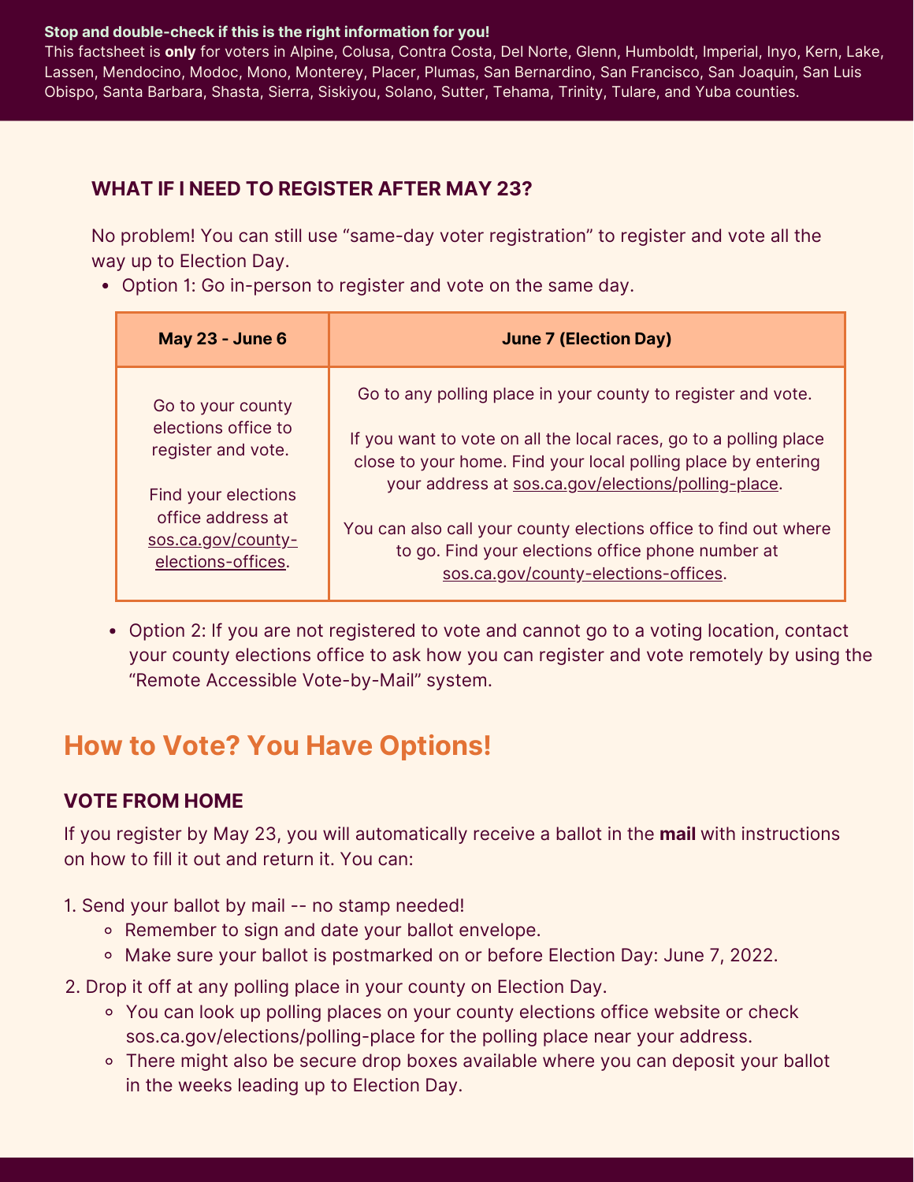**Stop and double-check if this is the right information for you!**
This factsheet is **only** for voters in Alpine, Colusa, Contra Costa, Del Norte, Glenn, Humboldt, Imperial, Inyo, Kern, Lake, Lassen, Mendocino, Modoc, Mono, Monterey, Placer, Plumas, San Bernardino, San Francisco, San Joaquin, San Luis Obispo, Santa Barbara, Shasta, Sierra, Siskiyou, Solano, Sutter, Tehama, Trinity, Tulare, and Yuba counties.

### WHAT IF I NEED TO REGISTER AFTER MAY 23?

No problem! You can still use "same-day voter registration" to register and vote all the way up to Election Day.

- Option 1: Go in-person to register and vote on the same day.

| May 23 - June 6 | June 7 (Election Day) |
|---|---|
| Go to your county elections office to register and vote.<br><br>Find your elections office address at sos.ca.gov/county-elections-offices. | Go to any polling place in your county to register and vote.<br><br>If you want to vote on all the local races, go to a polling place close to your home. Find your local polling place by entering your address at sos.ca.gov/elections/polling-place.<br><br>You can also call your county elections office to find out where to go. Find your elections office phone number at sos.ca.gov/county-elections-offices. |

- Option 2: If you are not registered to vote and cannot go to a voting location, contact your county elections office to ask how you can register and vote remotely by using the "Remote Accessible Vote-by-Mail" system.

## How to Vote? You Have Options!

### VOTE FROM HOME

If you register by May 23, you will automatically receive a ballot in the **mail** with instructions on how to fill it out and return it. You can:

1. Send your ballot by mail -- no stamp needed!
   - Remember to sign and date your ballot envelope.
   - Make sure your ballot is postmarked on or before Election Day: June 7, 2022.
2. Drop it off at any polling place in your county on Election Day.
   - You can look up polling places on your county elections office website or check sos.ca.gov/elections/polling-place for the polling place near your address.
   - There might also be secure drop boxes available where you can deposit your ballot in the weeks leading up to Election Day.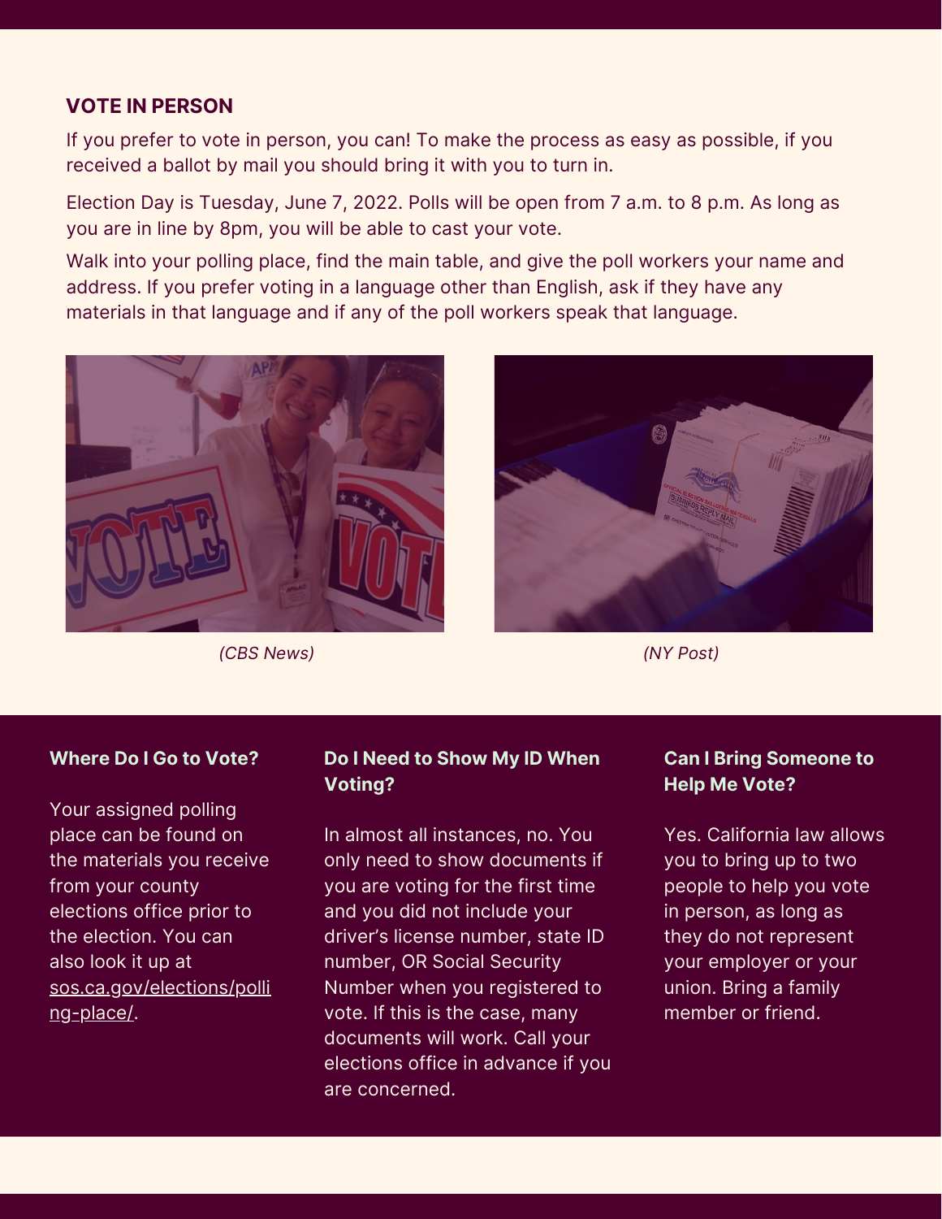## VOTE IN PERSON

If you prefer to vote in person, you can! To make the process as easy as possible, if you received a ballot by mail you should bring it with you to turn in.

Election Day is Tuesday, June 7, 2022. Polls will be open from 7 a.m. to 8 p.m. As long as you are in line by 8pm, you will be able to cast your vote.

Walk into your polling place, find the main table, and give the poll workers your name and address. If you prefer voting in a language other than English, ask if they have any materials in that language and if any of the poll workers speak that language.

*(CBS News)*

*(NY Post)*

### Where Do I Go to Vote?

Your assigned polling place can be found on the materials you receive from your county elections office prior to the election. You can also look it up at sos.ca.gov/elections/polling-place/.

### Do I Need to Show My ID When Voting?

In almost all instances, no. You only need to show documents if you are voting for the first time and you did not include your driver's license number, state ID number, OR Social Security Number when you registered to vote. If this is the case, many documents will work. Call your elections office in advance if you are concerned.

### Can I Bring Someone to Help Me Vote?

Yes. California law allows you to bring up to two people to help you vote in person, as long as they do not represent your employer or your union. Bring a family member or friend.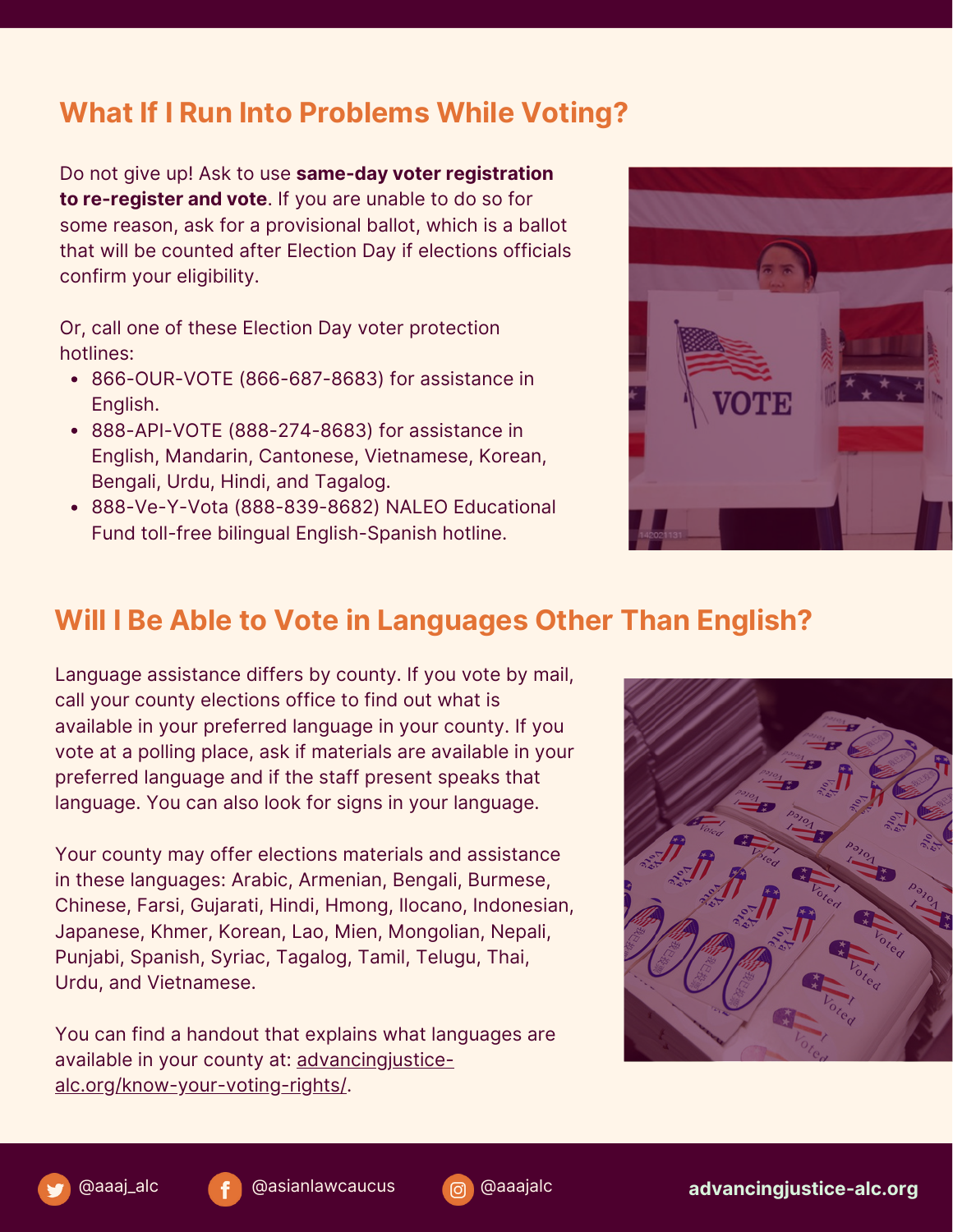## What If I Run Into Problems While Voting?

Do not give up! Ask to use **same-day voter registration to re-register and vote**. If you are unable to do so for some reason, ask for a provisional ballot, which is a ballot that will be counted after Election Day if elections officials confirm your eligibility.

Or, call one of these Election Day voter protection hotlines:

- 866-OUR-VOTE (866-687-8683) for assistance in English.
- 888-API-VOTE (888-274-8683) for assistance in English, Mandarin, Cantonese, Vietnamese, Korean, Bengali, Urdu, Hindi, and Tagalog.
- 888-Ve-Y-Vota (888-839-8682) NALEO Educational Fund toll-free bilingual English-Spanish hotline.

## Will I Be Able to Vote in Languages Other Than English?

Language assistance differs by county. If you vote by mail, call your county elections office to find out what is available in your preferred language in your county. If you vote at a polling place, ask if materials are available in your preferred language and if the staff present speaks that language. You can also look for signs in your language.

Your county may offer elections materials and assistance in these languages: Arabic, Armenian, Bengali, Burmese, Chinese, Farsi, Gujarati, Hindi, Hmong, Ilocano, Indonesian, Japanese, Khmer, Korean, Lao, Mien, Mongolian, Nepali, Punjabi, Spanish, Syriac, Tagalog, Tamil, Telugu, Thai, Urdu, and Vietnamese.

You can find a handout that explains what languages are available in your county at: advancingjustice-alc.org/know-your-voting-rights/.

@aaaj_alc @asianlawcaucus @aaajalc **advancingjustice-alc.org**